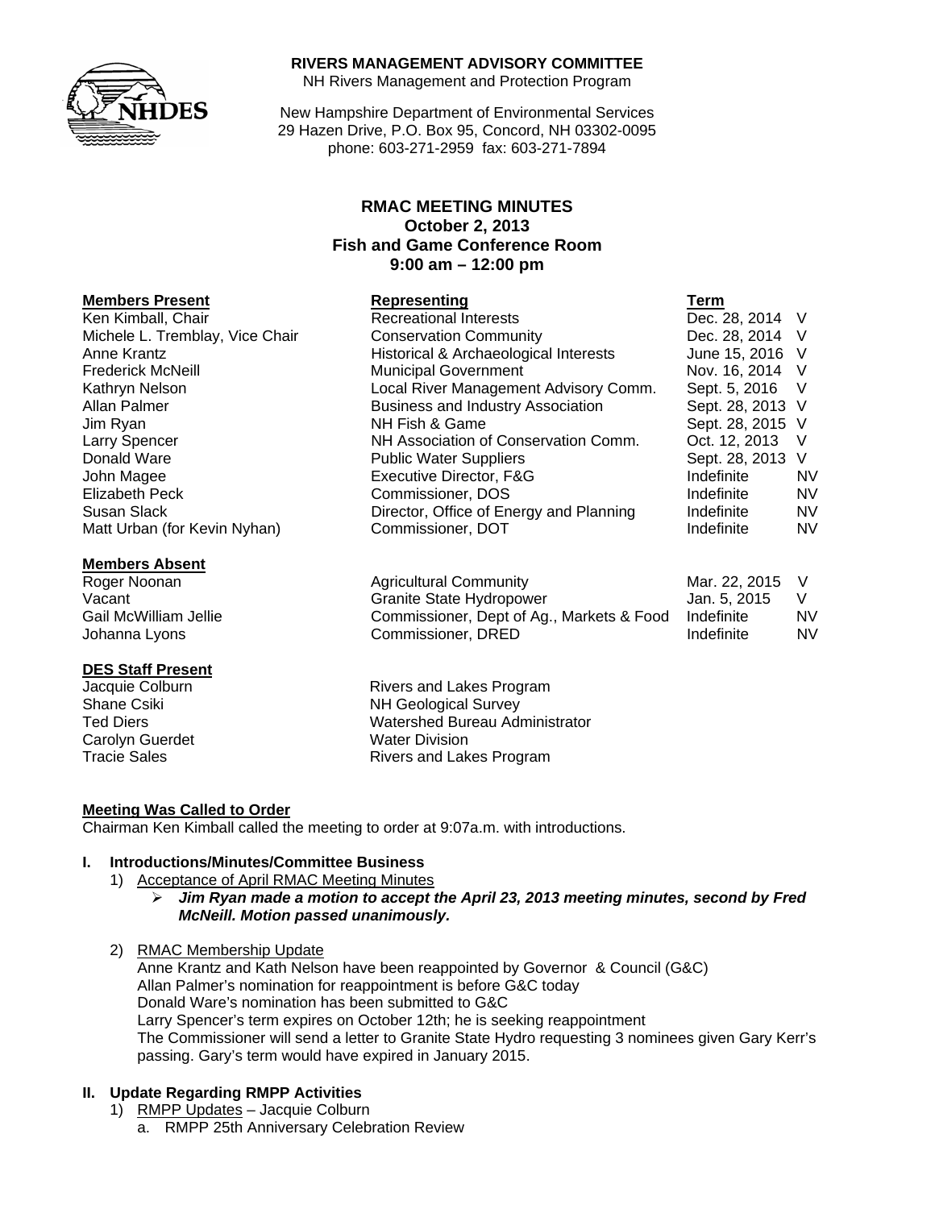**RIVERS MANAGEMENT ADVISORY COMMITTEE**
NH Rivers Management and Protection Program

New Hampshire Department of Environmental Services
29 Hazen Drive, P.O. Box 95, Concord, NH 03302-0095
phone: 603-271-2959 fax: 603-271-7894

# RMAC MEETING MINUTES
**October 2, 2013**
**Fish and Game Conference Room**
**9:00 am – 12:00 pm**

| **Members Present** | **Representing** | **Term** | |
|---|---|---|---|
| Ken Kimball, Chair | Recreational Interests | Dec. 28, 2014 | V |
| Michele L. Tremblay, Vice Chair | Conservation Community | Dec. 28, 2014 | V |
| Anne Krantz | Historical & Archaeological Interests | June 15, 2016 | V |
| Frederick McNeill | Municipal Government | Nov. 16, 2014 | V |
| Kathryn Nelson | Local River Management Advisory Comm. | Sept. 5, 2016 | V |
| Allan Palmer | Business and Industry Association | Sept. 28, 2013 | V |
| Jim Ryan | NH Fish & Game | Sept. 28, 2015 | V |
| Larry Spencer | NH Association of Conservation Comm. | Oct. 12, 2013 | V |
| Donald Ware | Public Water Suppliers | Sept. 28, 2013 | V |
| John Magee | Executive Director, F&G | Indefinite | NV |
| Elizabeth Peck | Commissioner, DOS | Indefinite | NV |
| Susan Slack | Director, Office of Energy and Planning | Indefinite | NV |
| Matt Urban (for Kevin Nyhan) | Commissioner, DOT | Indefinite | NV |

| **Members Absent** | | | |
|---|---|---|---|
| Roger Noonan | Agricultural Community | Mar. 22, 2015 | V |
| Vacant | Granite State Hydropower | Jan. 5, 2015 | V |
| Gail McWilliam Jellie | Commissioner, Dept of Ag., Markets & Food | Indefinite | NV |
| Johanna Lyons | Commissioner, DRED | Indefinite | NV |

| **DES Staff Present** | |
|---|---|
| Jacquie Colburn | Rivers and Lakes Program |
| Shane Csiki | NH Geological Survey |
| Ted Diers | Watershed Bureau Administrator |
| Carolyn Guerdet | Water Division |
| Tracie Sales | Rivers and Lakes Program |

**Meeting Was Called to Order**
Chairman Ken Kimball called the meeting to order at 9:07a.m. with introductions.

## I. Introductions/Minutes/Committee Business

1) Acceptance of April RMAC Meeting Minutes
   - ***Jim Ryan made a motion to accept the April 23, 2013 meeting minutes, second by Fred McNeill. Motion passed unanimously.***

2) RMAC Membership Update
   Anne Krantz and Kath Nelson have been reappointed by Governor & Council (G&C)
   Allan Palmer's nomination for reappointment is before G&C today
   Donald Ware's nomination has been submitted to G&C
   Larry Spencer's term expires on October 12th; he is seeking reappointment
   The Commissioner will send a letter to Granite State Hydro requesting 3 nominees given Gary Kerr's passing. Gary's term would have expired in January 2015.

## II. Update Regarding RMPP Activities

1) RMPP Updates – Jacquie Colburn
   a. RMPP 25th Anniversary Celebration Review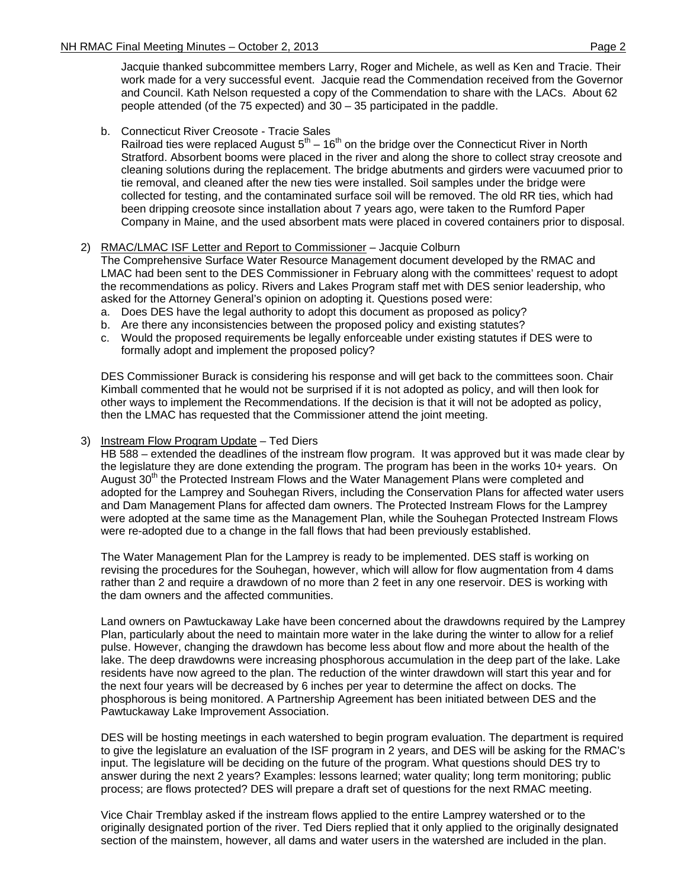Jacquie thanked subcommittee members Larry, Roger and Michele, as well as Ken and Tracie. Their work made for a very successful event. Jacquie read the Commendation received from the Governor and Council. Kath Nelson requested a copy of the Commendation to share with the LACs. About 62 people attended (of the 75 expected) and 30 – 35 participated in the paddle.

b. Connecticut River Creosote - Tracie Sales
   Railroad ties were replaced August 5th – 16th on the bridge over the Connecticut River in North Stratford. Absorbent booms were placed in the river and along the shore to collect stray creosote and cleaning solutions during the replacement. The bridge abutments and girders were vacuumed prior to tie removal, and cleaned after the new ties were installed. Soil samples under the bridge were collected for testing, and the contaminated surface soil will be removed. The old RR ties, which had been dripping creosote since installation about 7 years ago, were taken to the Rumford Paper Company in Maine, and the used absorbent mats were placed in covered containers prior to disposal.

2) RMAC/LMAC ISF Letter and Report to Commissioner – Jacquie Colburn
   The Comprehensive Surface Water Resource Management document developed by the RMAC and LMAC had been sent to the DES Commissioner in February along with the committees' request to adopt the recommendations as policy. Rivers and Lakes Program staff met with DES senior leadership, who asked for the Attorney General's opinion on adopting it. Questions posed were:
   a. Does DES have the legal authority to adopt this document as proposed as policy?
   b. Are there any inconsistencies between the proposed policy and existing statutes?
   c. Would the proposed requirements be legally enforceable under existing statutes if DES were to formally adopt and implement the proposed policy?

   DES Commissioner Burack is considering his response and will get back to the committees soon. Chair Kimball commented that he would not be surprised if it is not adopted as policy, and will then look for other ways to implement the Recommendations. If the decision is that it will not be adopted as policy, then the LMAC has requested that the Commissioner attend the joint meeting.

3) Instream Flow Program Update – Ted Diers
   HB 588 – extended the deadlines of the instream flow program. It was approved but it was made clear by the legislature they are done extending the program. The program has been in the works 10+ years. On August 30th the Protected Instream Flows and the Water Management Plans were completed and adopted for the Lamprey and Souhegan Rivers, including the Conservation Plans for affected water users and Dam Management Plans for affected dam owners. The Protected Instream Flows for the Lamprey were adopted at the same time as the Management Plan, while the Souhegan Protected Instream Flows were re-adopted due to a change in the fall flows that had been previously established.

   The Water Management Plan for the Lamprey is ready to be implemented. DES staff is working on revising the procedures for the Souhegan, however, which will allow for flow augmentation from 4 dams rather than 2 and require a drawdown of no more than 2 feet in any one reservoir. DES is working with the dam owners and the affected communities.

   Land owners on Pawtuckaway Lake have been concerned about the drawdowns required by the Lamprey Plan, particularly about the need to maintain more water in the lake during the winter to allow for a relief pulse. However, changing the drawdown has become less about flow and more about the health of the lake. The deep drawdowns were increasing phosphorous accumulation in the deep part of the lake. Lake residents have now agreed to the plan. The reduction of the winter drawdown will start this year and for the next four years will be decreased by 6 inches per year to determine the affect on docks. The phosphorous is being monitored. A Partnership Agreement has been initiated between DES and the Pawtuckaway Lake Improvement Association.

   DES will be hosting meetings in each watershed to begin program evaluation. The department is required to give the legislature an evaluation of the ISF program in 2 years, and DES will be asking for the RMAC's input. The legislature will be deciding on the future of the program. What questions should DES try to answer during the next 2 years? Examples: lessons learned; water quality; long term monitoring; public process; are flows protected? DES will prepare a draft set of questions for the next RMAC meeting.

   Vice Chair Tremblay asked if the instream flows applied to the entire Lamprey watershed or to the originally designated portion of the river. Ted Diers replied that it only applied to the originally designated section of the mainstem, however, all dams and water users in the watershed are included in the plan.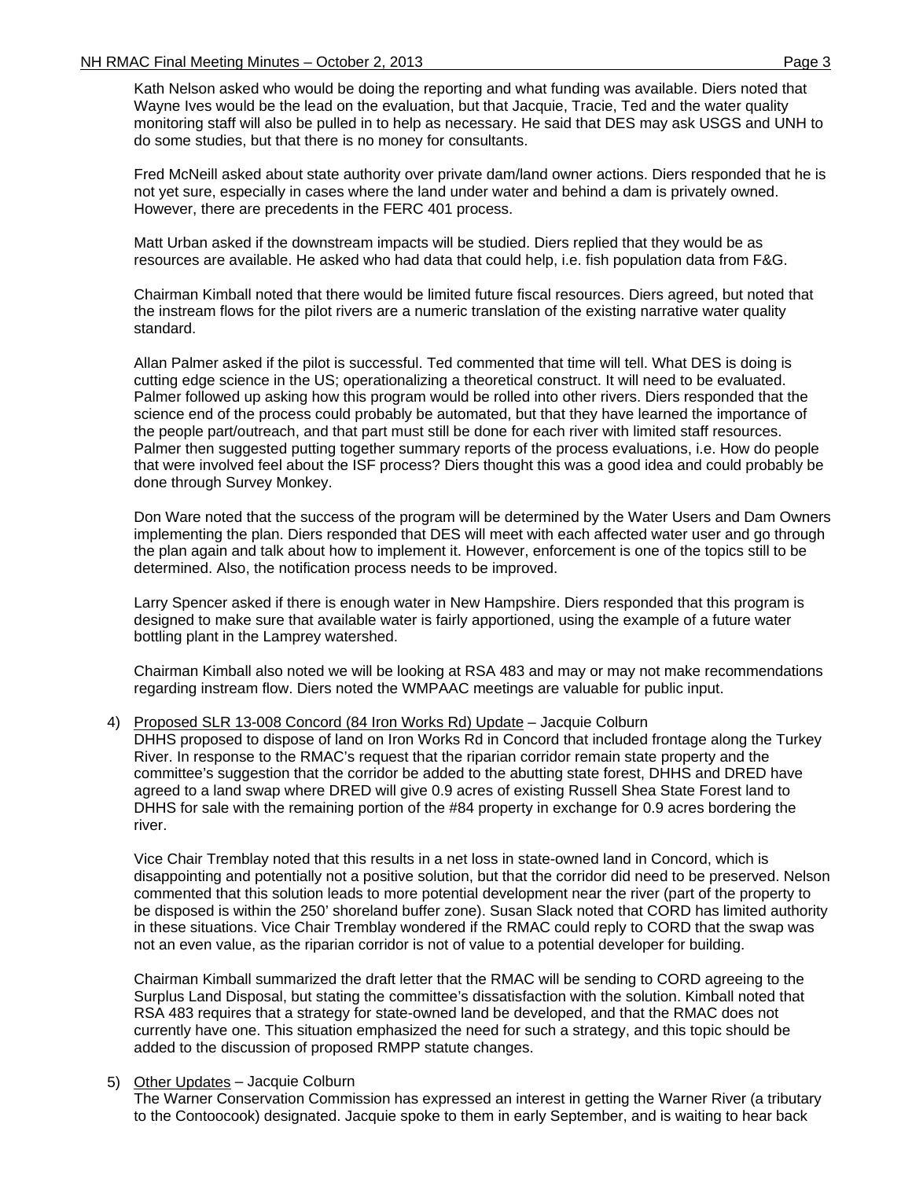Kath Nelson asked who would be doing the reporting and what funding was available. Diers noted that Wayne Ives would be the lead on the evaluation, but that Jacquie, Tracie, Ted and the water quality monitoring staff will also be pulled in to help as necessary. He said that DES may ask USGS and UNH to do some studies, but that there is no money for consultants.

Fred McNeill asked about state authority over private dam/land owner actions. Diers responded that he is not yet sure, especially in cases where the land under water and behind a dam is privately owned. However, there are precedents in the FERC 401 process.

Matt Urban asked if the downstream impacts will be studied. Diers replied that they would be as resources are available. He asked who had data that could help, i.e. fish population data from F&G.

Chairman Kimball noted that there would be limited future fiscal resources. Diers agreed, but noted that the instream flows for the pilot rivers are a numeric translation of the existing narrative water quality standard.

Allan Palmer asked if the pilot is successful. Ted commented that time will tell. What DES is doing is cutting edge science in the US; operationalizing a theoretical construct. It will need to be evaluated. Palmer followed up asking how this program would be rolled into other rivers. Diers responded that the science end of the process could probably be automated, but that they have learned the importance of the people part/outreach, and that part must still be done for each river with limited staff resources. Palmer then suggested putting together summary reports of the process evaluations, i.e. How do people that were involved feel about the ISF process? Diers thought this was a good idea and could probably be done through Survey Monkey.

Don Ware noted that the success of the program will be determined by the Water Users and Dam Owners implementing the plan. Diers responded that DES will meet with each affected water user and go through the plan again and talk about how to implement it. However, enforcement is one of the topics still to be determined. Also, the notification process needs to be improved.

Larry Spencer asked if there is enough water in New Hampshire. Diers responded that this program is designed to make sure that available water is fairly apportioned, using the example of a future water bottling plant in the Lamprey watershed.

Chairman Kimball also noted we will be looking at RSA 483 and may or may not make recommendations regarding instream flow. Diers noted the WMPAAC meetings are valuable for public input.

4) Proposed SLR 13-008 Concord (84 Iron Works Rd) Update – Jacquie Colburn

DHHS proposed to dispose of land on Iron Works Rd in Concord that included frontage along the Turkey River. In response to the RMAC's request that the riparian corridor remain state property and the committee's suggestion that the corridor be added to the abutting state forest, DHHS and DRED have agreed to a land swap where DRED will give 0.9 acres of existing Russell Shea State Forest land to DHHS for sale with the remaining portion of the #84 property in exchange for 0.9 acres bordering the river.

Vice Chair Tremblay noted that this results in a net loss in state-owned land in Concord, which is disappointing and potentially not a positive solution, but that the corridor did need to be preserved. Nelson commented that this solution leads to more potential development near the river (part of the property to be disposed is within the 250' shoreland buffer zone). Susan Slack noted that CORD has limited authority in these situations. Vice Chair Tremblay wondered if the RMAC could reply to CORD that the swap was not an even value, as the riparian corridor is not of value to a potential developer for building.

Chairman Kimball summarized the draft letter that the RMAC will be sending to CORD agreeing to the Surplus Land Disposal, but stating the committee's dissatisfaction with the solution. Kimball noted that RSA 483 requires that a strategy for state-owned land be developed, and that the RMAC does not currently have one. This situation emphasized the need for such a strategy, and this topic should be added to the discussion of proposed RMPP statute changes.

5) Other Updates – Jacquie Colburn

The Warner Conservation Commission has expressed an interest in getting the Warner River (a tributary to the Contoocook) designated. Jacquie spoke to them in early September, and is waiting to hear back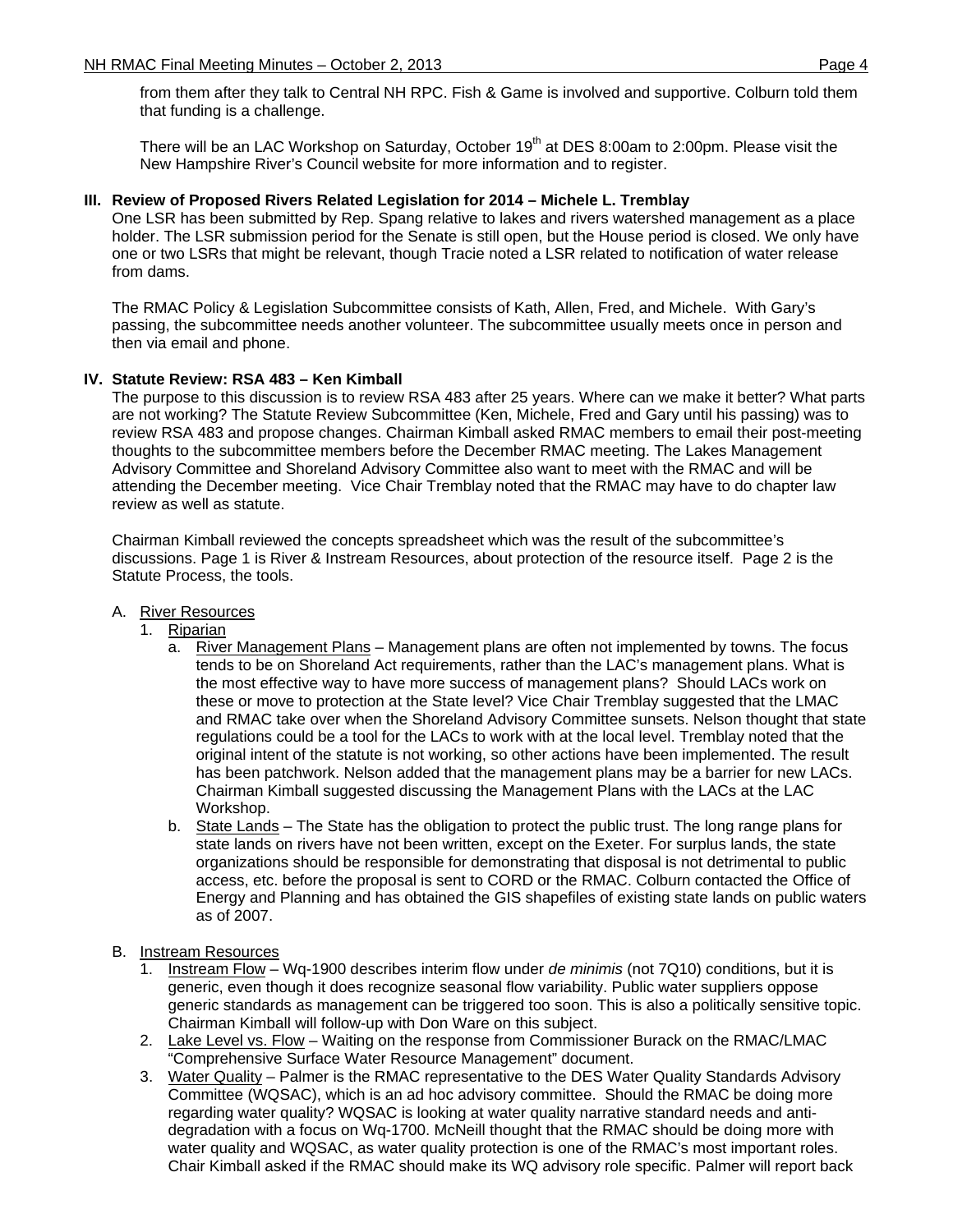from them after they talk to Central NH RPC. Fish & Game is involved and supportive. Colburn told them that funding is a challenge.

There will be an LAC Workshop on Saturday, October 19th at DES 8:00am to 2:00pm. Please visit the New Hampshire River's Council website for more information and to register.

## III. Review of Proposed Rivers Related Legislation for 2014 – Michele L. Tremblay

One LSR has been submitted by Rep. Spang relative to lakes and rivers watershed management as a place holder. The LSR submission period for the Senate is still open, but the House period is closed. We only have one or two LSRs that might be relevant, though Tracie noted a LSR related to notification of water release from dams.

The RMAC Policy & Legislation Subcommittee consists of Kath, Allen, Fred, and Michele. With Gary's passing, the subcommittee needs another volunteer. The subcommittee usually meets once in person and then via email and phone.

## IV. Statute Review: RSA 483 – Ken Kimball

The purpose to this discussion is to review RSA 483 after 25 years. Where can we make it better? What parts are not working? The Statute Review Subcommittee (Ken, Michele, Fred and Gary until his passing) was to review RSA 483 and propose changes. Chairman Kimball asked RMAC members to email their post-meeting thoughts to the subcommittee members before the December RMAC meeting. The Lakes Management Advisory Committee and Shoreland Advisory Committee also want to meet with the RMAC and will be attending the December meeting. Vice Chair Tremblay noted that the RMAC may have to do chapter law review as well as statute.

Chairman Kimball reviewed the concepts spreadsheet which was the result of the subcommittee's discussions. Page 1 is River & Instream Resources, about protection of the resource itself. Page 2 is the Statute Process, the tools.

A. <u>River Resources</u>
   1. <u>Riparian</u>
      a. <u>River Management Plans</u> – Management plans are often not implemented by towns. The focus tends to be on Shoreland Act requirements, rather than the LAC's management plans. What is the most effective way to have more success of management plans? Should LACs work on these or move to protection at the State level? Vice Chair Tremblay suggested that the LMAC and RMAC take over when the Shoreland Advisory Committee sunsets. Nelson thought that state regulations could be a tool for the LACs to work with at the local level. Tremblay noted that the original intent of the statute is not working, so other actions have been implemented. The result has been patchwork. Nelson added that the management plans may be a barrier for new LACs. Chairman Kimball suggested discussing the Management Plans with the LACs at the LAC Workshop.
      b. <u>State Lands</u> – The State has the obligation to protect the public trust. The long range plans for state lands on rivers have not been written, except on the Exeter. For surplus lands, the state organizations should be responsible for demonstrating that disposal is not detrimental to public access, etc. before the proposal is sent to CORD or the RMAC. Colburn contacted the Office of Energy and Planning and has obtained the GIS shapefiles of existing state lands on public waters as of 2007.

B. <u>Instream Resources</u>
   1. <u>Instream Flow</u> – Wq-1900 describes interim flow under *de minimis* (not 7Q10) conditions, but it is generic, even though it does recognize seasonal flow variability. Public water suppliers oppose generic standards as management can be triggered too soon. This is also a politically sensitive topic. Chairman Kimball will follow-up with Don Ware on this subject.
   2. <u>Lake Level vs. Flow</u> – Waiting on the response from Commissioner Burack on the RMAC/LMAC "Comprehensive Surface Water Resource Management" document.
   3. <u>Water Quality</u> – Palmer is the RMAC representative to the DES Water Quality Standards Advisory Committee (WQSAC), which is an ad hoc advisory committee. Should the RMAC be doing more regarding water quality? WQSAC is looking at water quality narrative standard needs and anti-degradation with a focus on Wq-1700. McNeill thought that the RMAC should be doing more with water quality and WQSAC, as water quality protection is one of the RMAC's most important roles. Chair Kimball asked if the RMAC should make its WQ advisory role specific. Palmer will report back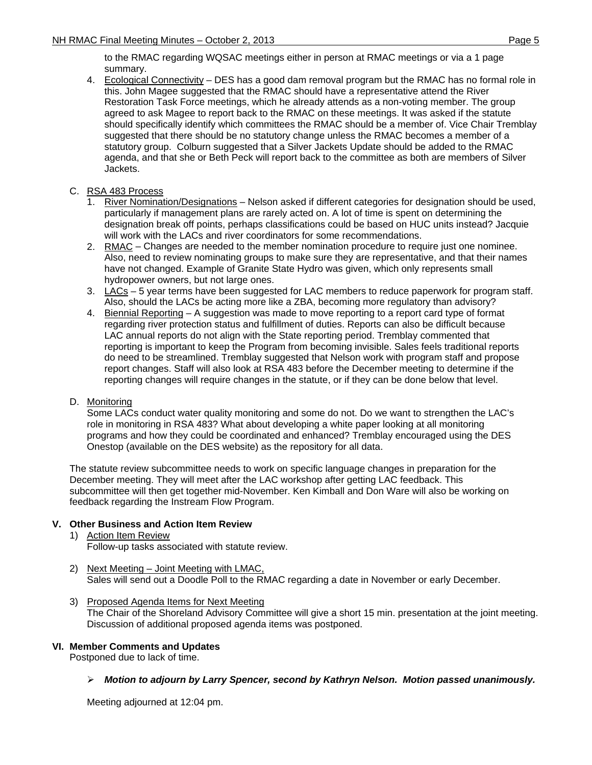to the RMAC regarding WQSAC meetings either in person at RMAC meetings or via a 1 page summary.

4. Ecological Connectivity – DES has a good dam removal program but the RMAC has no formal role in this. John Magee suggested that the RMAC should have a representative attend the River Restoration Task Force meetings, which he already attends as a non-voting member. The group agreed to ask Magee to report back to the RMAC on these meetings. It was asked if the statute should specifically identify which committees the RMAC should be a member of. Vice Chair Tremblay suggested that there should be no statutory change unless the RMAC becomes a member of a statutory group. Colburn suggested that a Silver Jackets Update should be added to the RMAC agenda, and that she or Beth Peck will report back to the committee as both are members of Silver Jackets.

C. RSA 483 Process

1. River Nomination/Designations – Nelson asked if different categories for designation should be used, particularly if management plans are rarely acted on. A lot of time is spent on determining the designation break off points, perhaps classifications could be based on HUC units instead? Jacquie will work with the LACs and river coordinators for some recommendations.
2. RMAC – Changes are needed to the member nomination procedure to require just one nominee. Also, need to review nominating groups to make sure they are representative, and that their names have not changed. Example of Granite State Hydro was given, which only represents small hydropower owners, but not large ones.
3. LACs – 5 year terms have been suggested for LAC members to reduce paperwork for program staff. Also, should the LACs be acting more like a ZBA, becoming more regulatory than advisory?
4. Biennial Reporting – A suggestion was made to move reporting to a report card type of format regarding river protection status and fulfillment of duties. Reports can also be difficult because LAC annual reports do not align with the State reporting period. Tremblay commented that reporting is important to keep the Program from becoming invisible. Sales feels traditional reports do need to be streamlined. Tremblay suggested that Nelson work with program staff and propose report changes. Staff will also look at RSA 483 before the December meeting to determine if the reporting changes will require changes in the statute, or if they can be done below that level.

D. Monitoring

Some LACs conduct water quality monitoring and some do not. Do we want to strengthen the LAC's role in monitoring in RSA 483? What about developing a white paper looking at all monitoring programs and how they could be coordinated and enhanced? Tremblay encouraged using the DES Onestop (available on the DES website) as the repository for all data.

The statute review subcommittee needs to work on specific language changes in preparation for the December meeting. They will meet after the LAC workshop after getting LAC feedback. This subcommittee will then get together mid-November. Ken Kimball and Don Ware will also be working on feedback regarding the Instream Flow Program.

## V. Other Business and Action Item Review

1) Action Item Review
Follow-up tasks associated with statute review.

2) Next Meeting – Joint Meeting with LMAC,
Sales will send out a Doodle Poll to the RMAC regarding a date in November or early December.

3) Proposed Agenda Items for Next Meeting
The Chair of the Shoreland Advisory Committee will give a short 15 min. presentation at the joint meeting. Discussion of additional proposed agenda items was postponed.

## VI. Member Comments and Updates

Postponed due to lack of time.

- ***Motion to adjourn by Larry Spencer, second by Kathryn Nelson. Motion passed unanimously.***

Meeting adjourned at 12:04 pm.